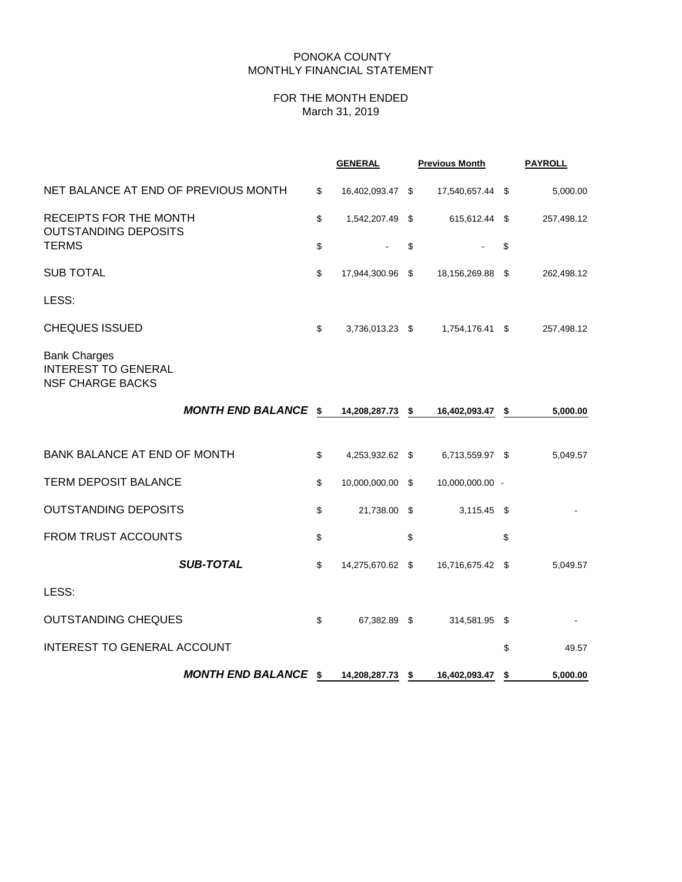# PONOKA COUNTY
## MONTHLY FINANCIAL STATEMENT

### FOR THE MONTH ENDED
### March 31, 2019

| | GENERAL | Previous Month | PAYROLL |
|---|---|---|---|
| NET BALANCE AT END OF PREVIOUS MONTH | $ 16,402,093.47 | $ 17,540,657.44 | $ 5,000.00 |
| RECEIPTS FOR THE MONTH | $ 1,542,207.49 | $ 615,612.44 | $ 257,498.12 |
| OUTSTANDING DEPOSITS TERMS | $ - | $ - | $ |
| SUB TOTAL | $ 17,944,300.96 | $ 18,156,269.88 | $ 262,498.12 |
| LESS: | | | |
| CHEQUES ISSUED | $ 3,736,013.23 | $ 1,754,176.41 | $ 257,498.12 |
| Bank Charges | | | |
| INTEREST TO GENERAL | | | |
| NSF CHARGE BACKS | | | |
| ***MONTH END BALANCE*** | **$ 14,208,287.73** | **$ 16,402,093.47** | **$ 5,000.00** |
| BANK BALANCE AT END OF MONTH | $ 4,253,932.62 | $ 6,713,559.97 | $ 5,049.57 |
| TERM DEPOSIT BALANCE | $ 10,000,000.00 | $ 10,000,000.00 | - |
| OUTSTANDING DEPOSITS | $ 21,738.00 | $ 3,115.45 | $ - |
| FROM TRUST ACCOUNTS | $ | $ | $ |
| ***SUB-TOTAL*** | $ 14,275,670.62 | $ 16,716,675.42 | $ 5,049.57 |
| LESS: | | | |
| OUTSTANDING CHEQUES | $ 67,382.89 | $ 314,581.95 | $ - |
| INTEREST TO GENERAL ACCOUNT | | | $ 49.57 |
| ***MONTH END BALANCE*** | **$ 14,208,287.73** | **$ 16,402,093.47** | **$ 5,000.00** |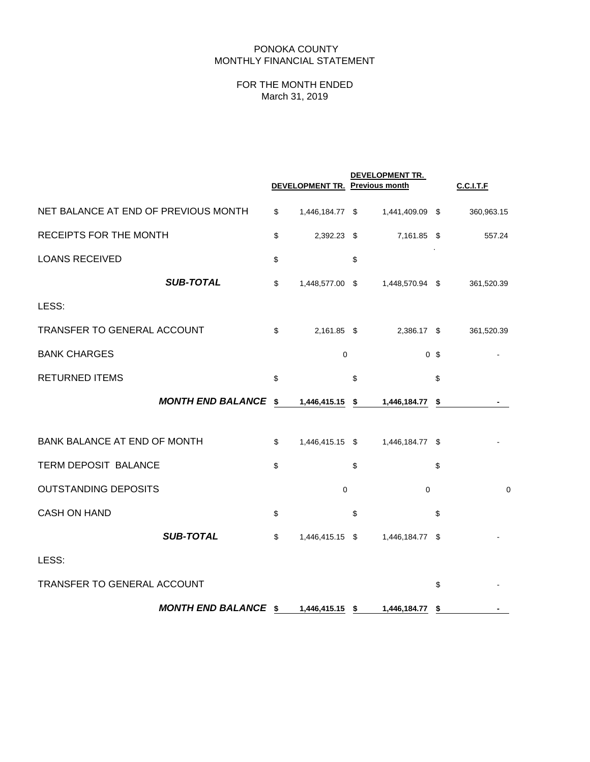PONOKA COUNTY
MONTHLY FINANCIAL STATEMENT

FOR THE MONTH ENDED
March 31, 2019

| | DEVELOPMENT TR. | DEVELOPMENT TR. Previous month | C.C.I.T.F |
|---|---|---|---|
| NET BALANCE AT END OF PREVIOUS MONTH | $ 1,446,184.77 | $ 1,441,409.09 | $ 360,963.15 |
| RECEIPTS FOR THE MONTH | $ 2,392.23 | $ 7,161.85 | $ 557.24 |
| LOANS RECEIVED | $ | $ | |
| ***SUB-TOTAL*** | $ 1,448,577.00 | $ 1,448,570.94 | $ 361,520.39 |
| LESS: | | | |
| TRANSFER TO GENERAL ACCOUNT | $ 2,161.85 | $ 2,386.17 | $ 361,520.39 |
| BANK CHARGES | 0 | 0 | $ - |
| RETURNED ITEMS | $ | $ | $ |
| ***MONTH END BALANCE*** | **$ 1,446,415.15** | **$ 1,446,184.77** | **$ -** |
| | | | |
| BANK BALANCE AT END OF MONTH | $ 1,446,415.15 | $ 1,446,184.77 | $ - |
| TERM DEPOSIT BALANCE | $ | $ | $ |
| OUTSTANDING DEPOSITS | 0 | 0 | 0 |
| CASH ON HAND | $ | $ | $ |
| ***SUB-TOTAL*** | $ 1,446,415.15 | $ 1,446,184.77 | $ - |
| LESS: | | | |
| TRANSFER TO GENERAL ACCOUNT | | | $ - |
| ***MONTH END BALANCE*** | **$ 1,446,415.15** | **$ 1,446,184.77** | **$ -** |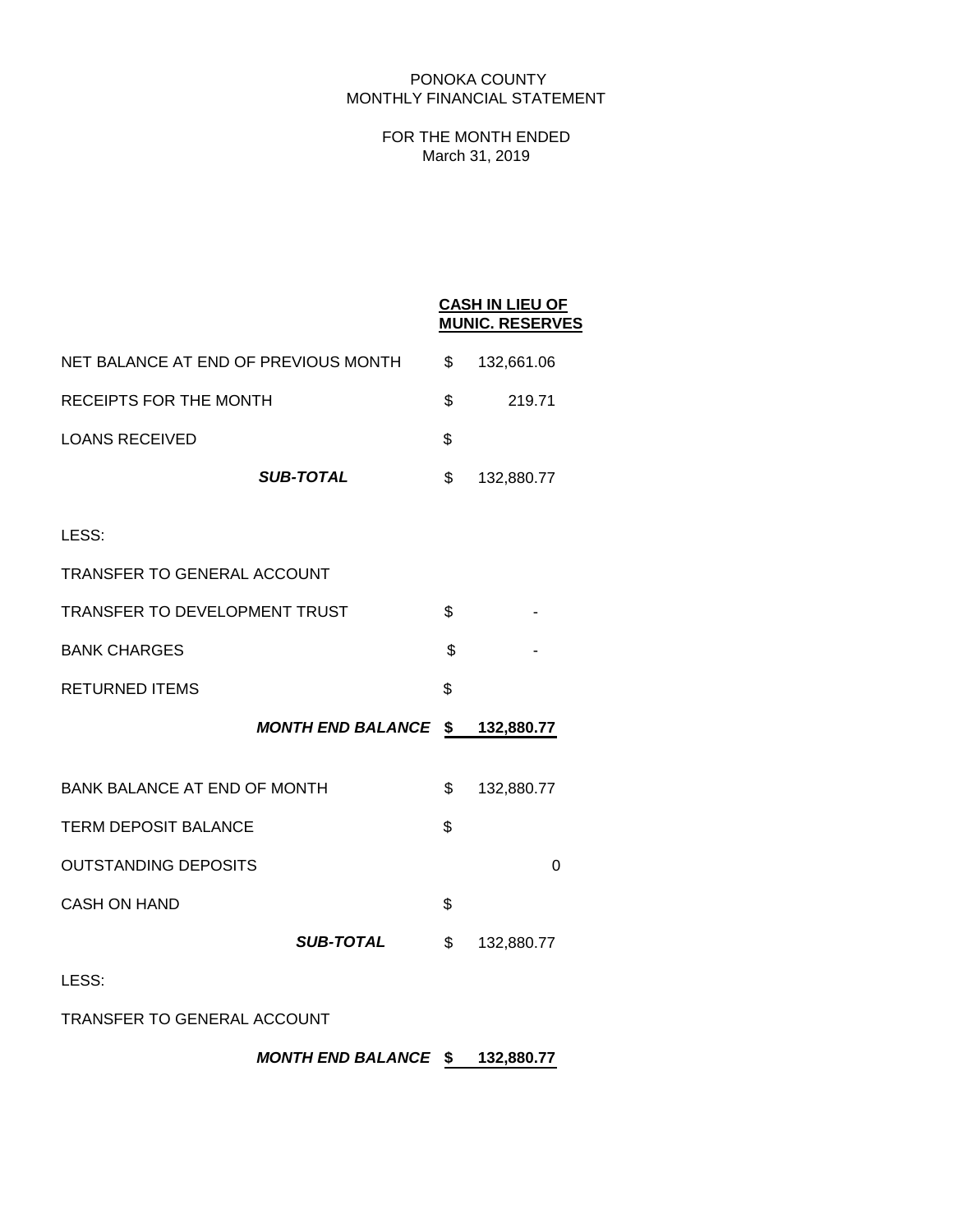PONOKA COUNTY
MONTHLY FINANCIAL STATEMENT

FOR THE MONTH ENDED
March 31, 2019

| | | CASH IN LIEU OF MUNIC. RESERVES |
|---|---|---|
| NET BALANCE AT END OF PREVIOUS MONTH | $ | 132,661.06 |
| RECEIPTS FOR THE MONTH | $ | 219.71 |
| LOANS RECEIVED | $ | |
| ***SUB-TOTAL*** | $ | 132,880.77 |
| LESS: | | |
| TRANSFER TO GENERAL ACCOUNT | | |
| TRANSFER TO DEVELOPMENT TRUST | $ | - |
| BANK CHARGES | $ | - |
| RETURNED ITEMS | $ | |
| ***MONTH END BALANCE*** | **$** | **132,880.77** |
| BANK BALANCE AT END OF MONTH | $ | 132,880.77 |
| TERM DEPOSIT BALANCE | $ | |
| OUTSTANDING DEPOSITS | | 0 |
| CASH ON HAND | $ | |
| ***SUB-TOTAL*** | $ | 132,880.77 |
| LESS: | | |
| TRANSFER TO GENERAL ACCOUNT | | |
| ***MONTH END BALANCE*** | **$** | **132,880.77** |